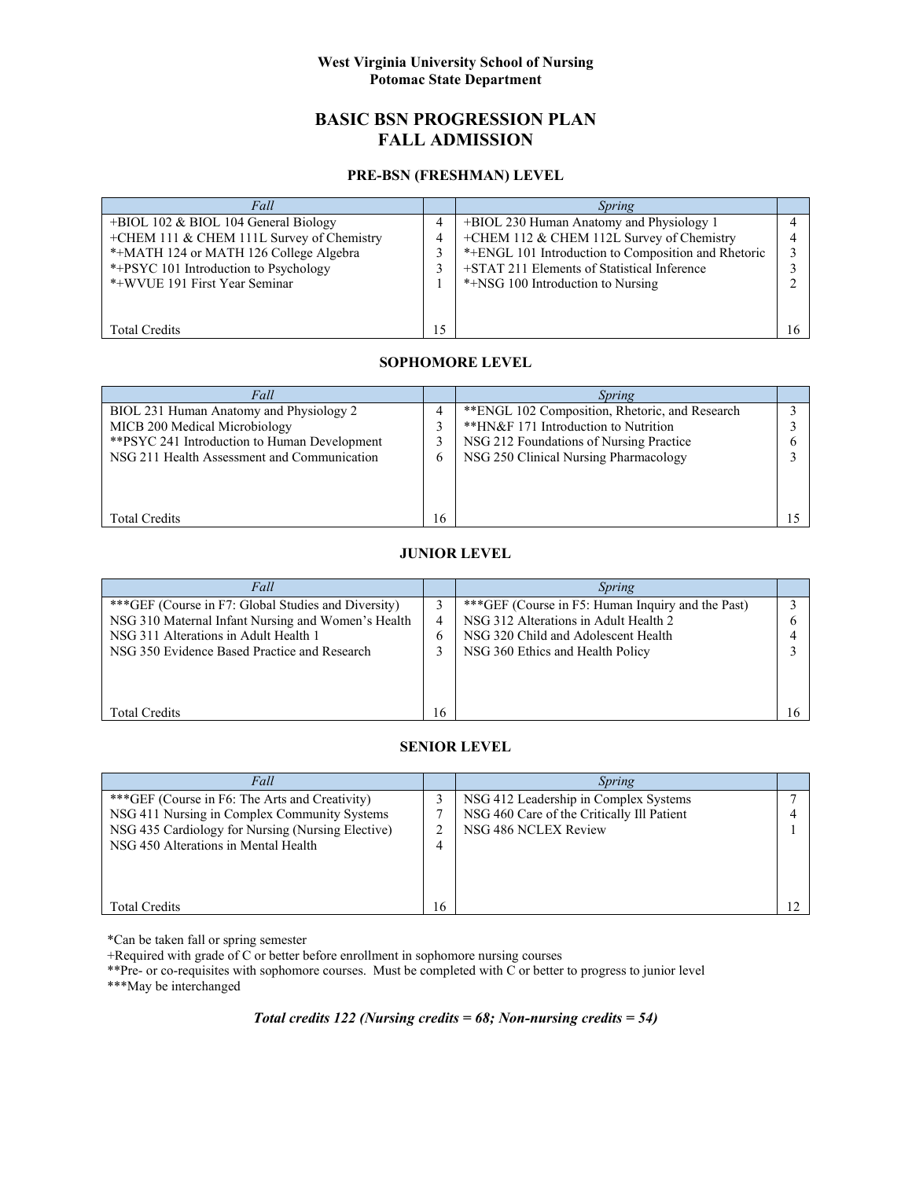**West Virginia University School of Nursing**
**Potomac State Department**

# BASIC BSN PROGRESSION PLAN
# FALL ADMISSION

## PRE-BSN (FRESHMAN) LEVEL

| *Fall* | | *Spring* | |
|---|---|---|---|
| +BIOL 102 & BIOL 104 General Biology | 4 | +BIOL 230 Human Anatomy and Physiology 1 | 4 |
| +CHEM 111 & CHEM 111L Survey of Chemistry | 4 | +CHEM 112 & CHEM 112L Survey of Chemistry | 4 |
| *+MATH 124 or MATH 126 College Algebra | 3 | *+ENGL 101 Introduction to Composition and Rhetoric | 3 |
| *+PSYC 101 Introduction to Psychology | 3 | +STAT 211 Elements of Statistical Inference | 3 |
| *+WVUE 191 First Year Seminar | 1 | *+NSG 100 Introduction to Nursing | 2 |
| Total Credits | 15 | | 16 |

## SOPHOMORE LEVEL

| *Fall* | | *Spring* | |
|---|---|---|---|
| BIOL 231 Human Anatomy and Physiology 2 | 4 | **ENGL 102 Composition, Rhetoric, and Research | 3 |
| MICB 200 Medical Microbiology | 3 | **HN&F 171 Introduction to Nutrition | 3 |
| **PSYC 241 Introduction to Human Development | 3 | NSG 212 Foundations of Nursing Practice | 6 |
| NSG 211 Health Assessment and Communication | 6 | NSG 250 Clinical Nursing Pharmacology | 3 |
| Total Credits | 16 | | 15 |

## JUNIOR LEVEL

| *Fall* | | *Spring* | |
|---|---|---|---|
| ***GEF (Course in F7: Global Studies and Diversity) | 3 | ***GEF (Course in F5: Human Inquiry and the Past) | 3 |
| NSG 310 Maternal Infant Nursing and Women's Health | 4 | NSG 312 Alterations in Adult Health 2 | 6 |
| NSG 311 Alterations in Adult Health 1 | 6 | NSG 320 Child and Adolescent Health | 4 |
| NSG 350 Evidence Based Practice and Research | 3 | NSG 360 Ethics and Health Policy | 3 |
| Total Credits | 16 | | 16 |

## SENIOR LEVEL

| *Fall* | | *Spring* | |
|---|---|---|---|
| ***GEF (Course in F6: The Arts and Creativity) | 3 | NSG 412 Leadership in Complex Systems | 7 |
| NSG 411 Nursing in Complex Community Systems | 7 | NSG 460 Care of the Critically Ill Patient | 4 |
| NSG 435 Cardiology for Nursing (Nursing Elective) | 2 | NSG 486 NCLEX Review | 1 |
| NSG 450 Alterations in Mental Health | 4 | | |
| Total Credits | 16 | | 12 |

*Can be taken fall or spring semester
+Required with grade of C or better before enrollment in sophomore nursing courses
**Pre- or co-requisites with sophomore courses. Must be completed with C or better to progress to junior level
***May be interchanged

***Total credits 122 (Nursing credits = 68; Non-nursing credits = 54)***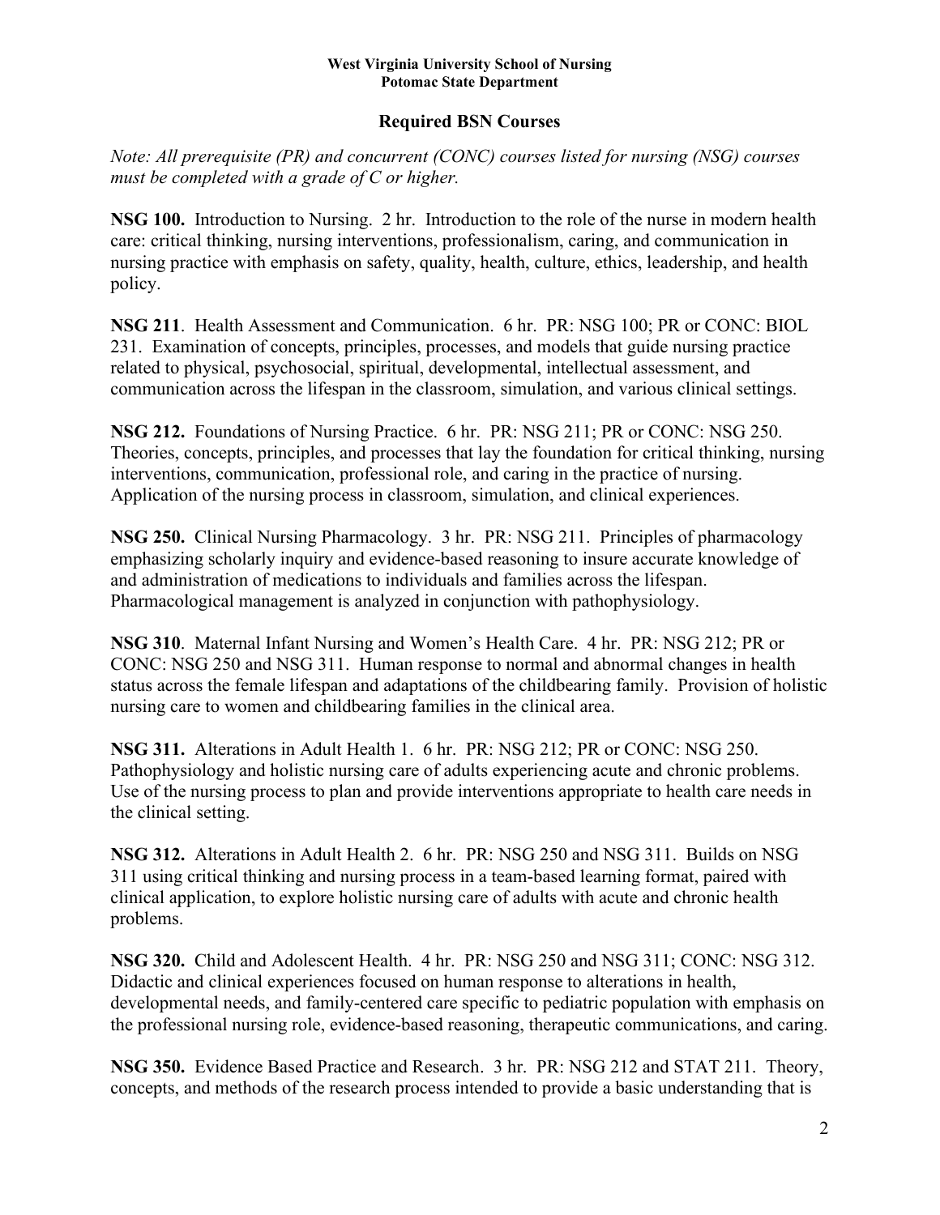**West Virginia University School of Nursing**
**Potomac State Department**

## Required BSN Courses

*Note: All prerequisite (PR) and concurrent (CONC) courses listed for nursing (NSG) courses must be completed with a grade of C or higher.*

**NSG 100.** Introduction to Nursing. 2 hr. Introduction to the role of the nurse in modern health care: critical thinking, nursing interventions, professionalism, caring, and communication in nursing practice with emphasis on safety, quality, health, culture, ethics, leadership, and health policy.

**NSG 211**. Health Assessment and Communication. 6 hr. PR: NSG 100; PR or CONC: BIOL 231. Examination of concepts, principles, processes, and models that guide nursing practice related to physical, psychosocial, spiritual, developmental, intellectual assessment, and communication across the lifespan in the classroom, simulation, and various clinical settings.

**NSG 212.** Foundations of Nursing Practice. 6 hr. PR: NSG 211; PR or CONC: NSG 250. Theories, concepts, principles, and processes that lay the foundation for critical thinking, nursing interventions, communication, professional role, and caring in the practice of nursing. Application of the nursing process in classroom, simulation, and clinical experiences.

**NSG 250.** Clinical Nursing Pharmacology. 3 hr. PR: NSG 211. Principles of pharmacology emphasizing scholarly inquiry and evidence-based reasoning to insure accurate knowledge of and administration of medications to individuals and families across the lifespan. Pharmacological management is analyzed in conjunction with pathophysiology.

**NSG 310**. Maternal Infant Nursing and Women's Health Care. 4 hr. PR: NSG 212; PR or CONC: NSG 250 and NSG 311. Human response to normal and abnormal changes in health status across the female lifespan and adaptations of the childbearing family. Provision of holistic nursing care to women and childbearing families in the clinical area.

**NSG 311.** Alterations in Adult Health 1. 6 hr. PR: NSG 212; PR or CONC: NSG 250. Pathophysiology and holistic nursing care of adults experiencing acute and chronic problems. Use of the nursing process to plan and provide interventions appropriate to health care needs in the clinical setting.

**NSG 312.** Alterations in Adult Health 2. 6 hr. PR: NSG 250 and NSG 311. Builds on NSG 311 using critical thinking and nursing process in a team-based learning format, paired with clinical application, to explore holistic nursing care of adults with acute and chronic health problems.

**NSG 320.** Child and Adolescent Health. 4 hr. PR: NSG 250 and NSG 311; CONC: NSG 312. Didactic and clinical experiences focused on human response to alterations in health, developmental needs, and family-centered care specific to pediatric population with emphasis on the professional nursing role, evidence-based reasoning, therapeutic communications, and caring.

**NSG 350.** Evidence Based Practice and Research. 3 hr. PR: NSG 212 and STAT 211. Theory, concepts, and methods of the research process intended to provide a basic understanding that is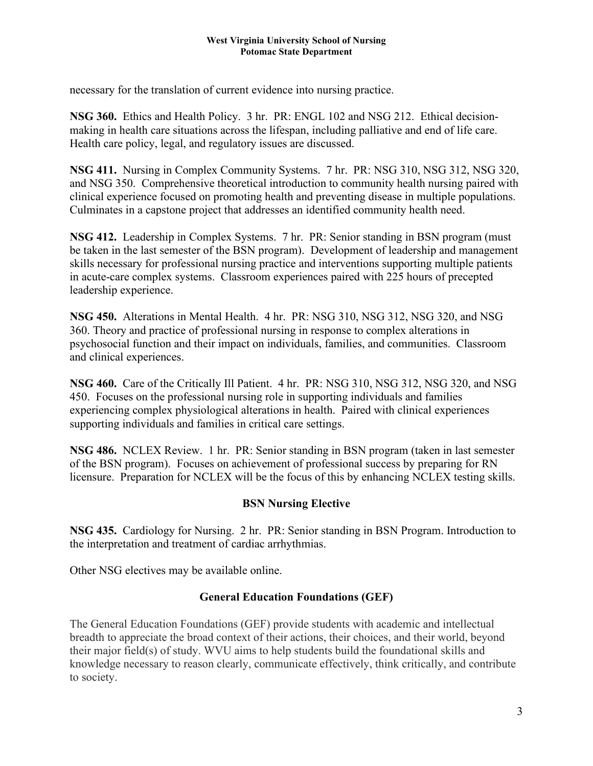necessary for the translation of current evidence into nursing practice.

**NSG 360.** Ethics and Health Policy. 3 hr. PR: ENGL 102 and NSG 212. Ethical decision-making in health care situations across the lifespan, including palliative and end of life care. Health care policy, legal, and regulatory issues are discussed.

**NSG 411.** Nursing in Complex Community Systems. 7 hr. PR: NSG 310, NSG 312, NSG 320, and NSG 350. Comprehensive theoretical introduction to community health nursing paired with clinical experience focused on promoting health and preventing disease in multiple populations. Culminates in a capstone project that addresses an identified community health need.

**NSG 412.** Leadership in Complex Systems. 7 hr. PR: Senior standing in BSN program (must be taken in the last semester of the BSN program). Development of leadership and management skills necessary for professional nursing practice and interventions supporting multiple patients in acute-care complex systems. Classroom experiences paired with 225 hours of precepted leadership experience.

**NSG 450.** Alterations in Mental Health. 4 hr. PR: NSG 310, NSG 312, NSG 320, and NSG 360. Theory and practice of professional nursing in response to complex alterations in psychosocial function and their impact on individuals, families, and communities. Classroom and clinical experiences.

**NSG 460.** Care of the Critically Ill Patient. 4 hr. PR: NSG 310, NSG 312, NSG 320, and NSG 450. Focuses on the professional nursing role in supporting individuals and families experiencing complex physiological alterations in health. Paired with clinical experiences supporting individuals and families in critical care settings.

**NSG 486.** NCLEX Review. 1 hr. PR: Senior standing in BSN program (taken in last semester of the BSN program). Focuses on achievement of professional success by preparing for RN licensure. Preparation for NCLEX will be the focus of this by enhancing NCLEX testing skills.

## BSN Nursing Elective

**NSG 435.** Cardiology for Nursing. 2 hr. PR: Senior standing in BSN Program. Introduction to the interpretation and treatment of cardiac arrhythmias.

Other NSG electives may be available online.

## General Education Foundations (GEF)

The General Education Foundations (GEF) provide students with academic and intellectual breadth to appreciate the broad context of their actions, their choices, and their world, beyond their major field(s) of study. WVU aims to help students build the foundational skills and knowledge necessary to reason clearly, communicate effectively, think critically, and contribute to society.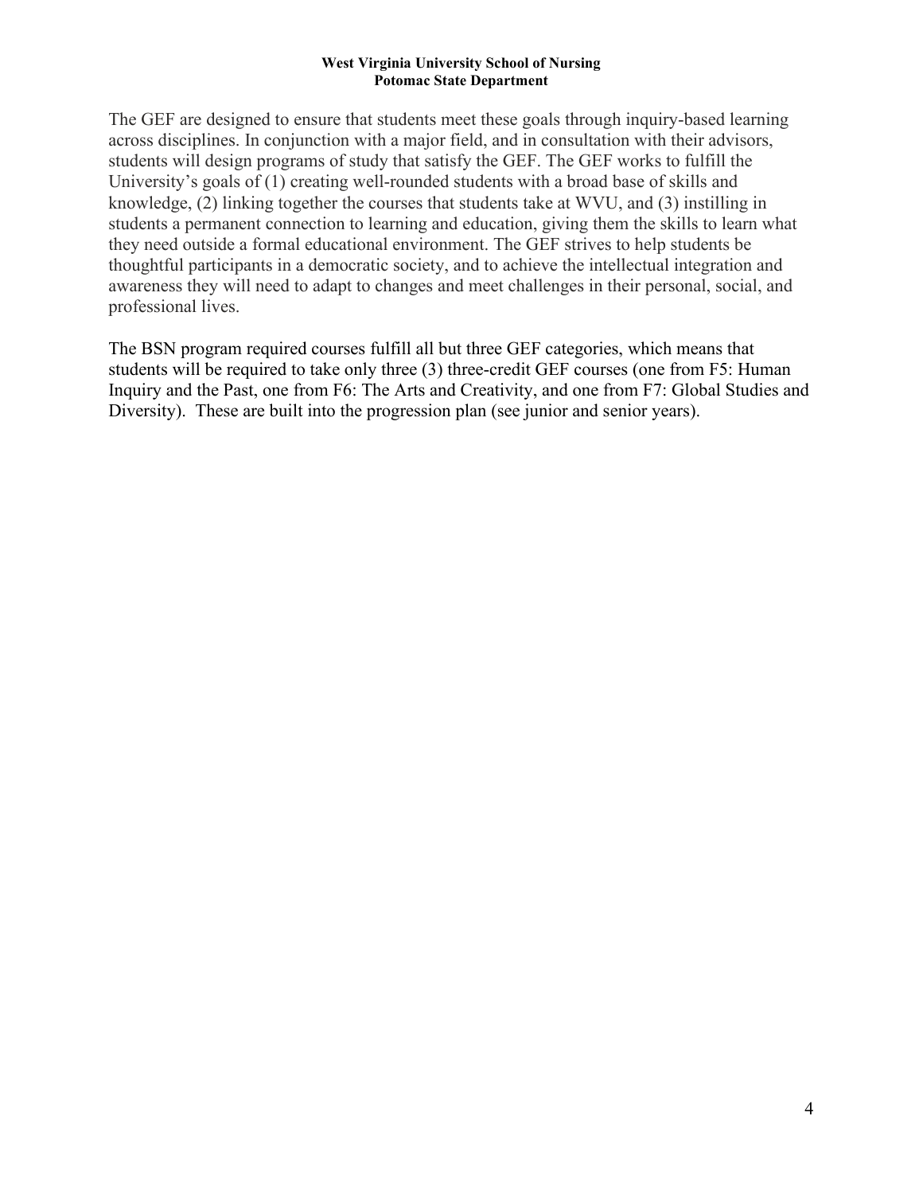The GEF are designed to ensure that students meet these goals through inquiry-based learning across disciplines. In conjunction with a major field, and in consultation with their advisors, students will design programs of study that satisfy the GEF. The GEF works to fulfill the University's goals of (1) creating well-rounded students with a broad base of skills and knowledge, (2) linking together the courses that students take at WVU, and (3) instilling in students a permanent connection to learning and education, giving them the skills to learn what they need outside a formal educational environment. The GEF strives to help students be thoughtful participants in a democratic society, and to achieve the intellectual integration and awareness they will need to adapt to changes and meet challenges in their personal, social, and professional lives.

The BSN program required courses fulfill all but three GEF categories, which means that students will be required to take only three (3) three-credit GEF courses (one from F5: Human Inquiry and the Past, one from F6: The Arts and Creativity, and one from F7: Global Studies and Diversity). These are built into the progression plan (see junior and senior years).